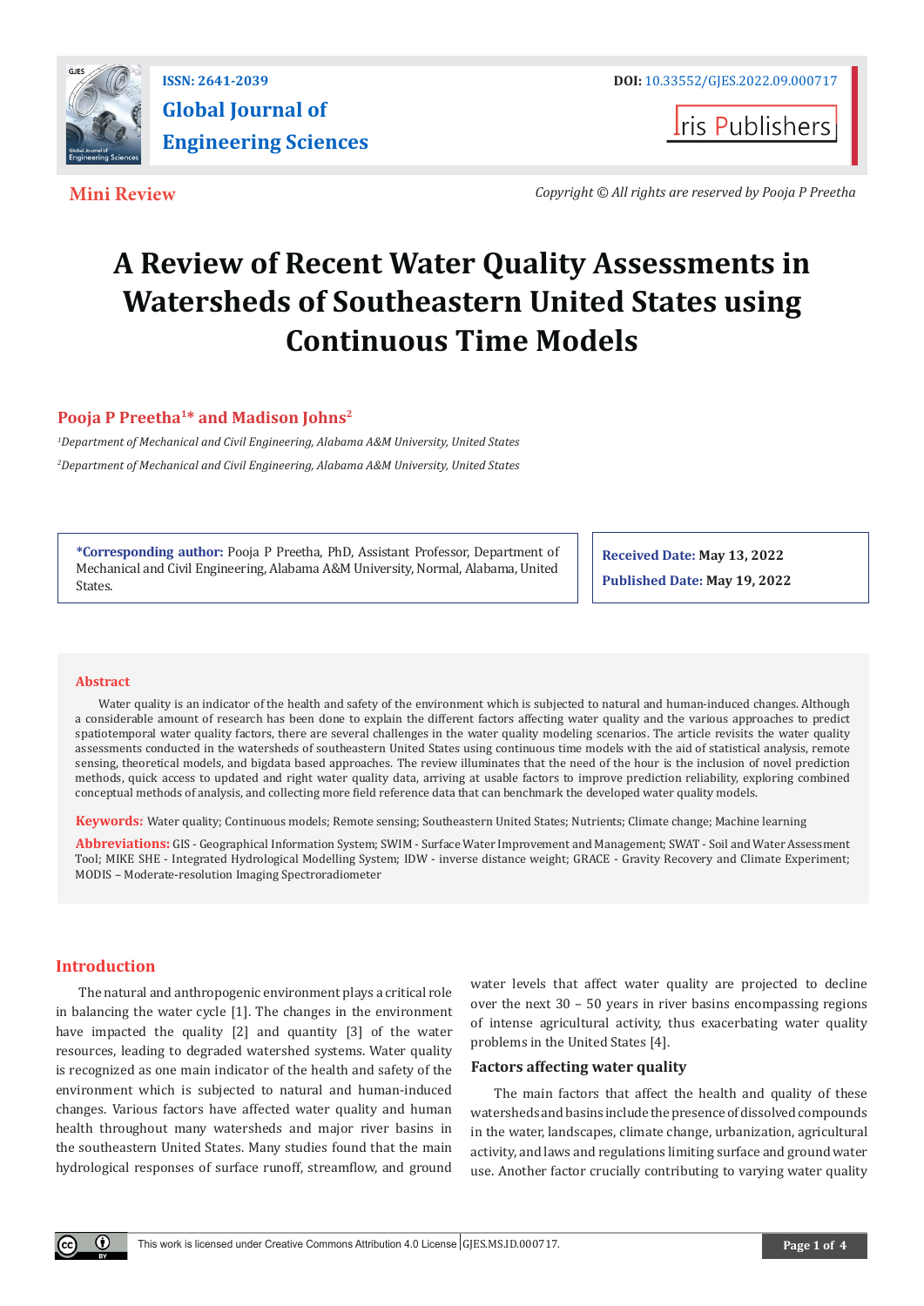ISSN: 2641-2039

# Global Journal of Engineering Sciences

DOI: 10.33552/GJES.2022.09.000717

Iris Publishers

**Mini Review**

*Copyright © All rights are reserved by Pooja P Preetha*

# A Review of Recent Water Quality Assessments in Watersheds of Southeastern United States using Continuous Time Models

**Pooja P Preetha[1]* and Madison Johns[2]**

*[1]Department of Mechanical and Civil Engineering, Alabama A&M University, United States*

*[2]Department of Mechanical and Civil Engineering, Alabama A&M University, United States*

**\*Corresponding author:** Pooja P Preetha, PhD, Assistant Professor, Department of Mechanical and Civil Engineering, Alabama A&M University, Normal, Alabama, United States.

**Received Date:** May 13, 2022
**Published Date:** May 19, 2022

## Abstract

Water quality is an indicator of the health and safety of the environment which is subjected to natural and human-induced changes. Although a considerable amount of research has been done to explain the different factors affecting water quality and the various approaches to predict spatiotemporal water quality factors, there are several challenges in the water quality modeling scenarios. The article revisits the water quality assessments conducted in the watersheds of southeastern United States using continuous time models with the aid of statistical analysis, remote sensing, theoretical models, and bigdata based approaches. The review illuminates that the need of the hour is the inclusion of novel prediction methods, quick access to updated and right water quality data, arriving at usable factors to improve prediction reliability, exploring combined conceptual methods of analysis, and collecting more field reference data that can benchmark the developed water quality models.

**Keywords:** Water quality; Continuous models; Remote sensing; Southeastern United States; Nutrients; Climate change; Machine learning

**Abbreviations:** GIS - Geographical Information System; SWIM - Surface Water Improvement and Management; SWAT - Soil and Water Assessment Tool; MIKE SHE - Integrated Hydrological Modelling System; IDW - inverse distance weight; GRACE - Gravity Recovery and Climate Experiment; MODIS – Moderate-resolution Imaging Spectroradiometer

## Introduction

The natural and anthropogenic environment plays a critical role in balancing the water cycle [1]. The changes in the environment have impacted the quality [2] and quantity [3] of the water resources, leading to degraded watershed systems. Water quality is recognized as one main indicator of the health and safety of the environment which is subjected to natural and human-induced changes. Various factors have affected water quality and human health throughout many watersheds and major river basins in the southeastern United States. Many studies found that the main hydrological responses of surface runoff, streamflow, and ground water levels that affect water quality are projected to decline over the next 30 – 50 years in river basins encompassing regions of intense agricultural activity, thus exacerbating water quality problems in the United States [4].

### Factors affecting water quality

The main factors that affect the health and quality of these watersheds and basins include the presence of dissolved compounds in the water, landscapes, climate change, urbanization, agricultural activity, and laws and regulations limiting surface and ground water use. Another factor crucially contributing to varying water quality

This work is licensed under Creative Commons Attribution 4.0 License GJES.MS.ID.000717.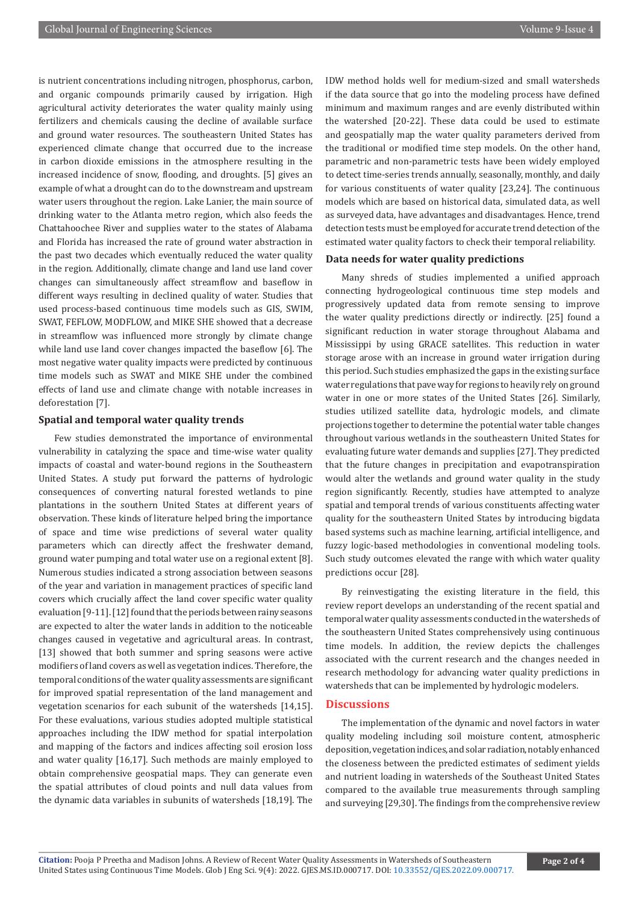is nutrient concentrations including nitrogen, phosphorus, carbon, and organic compounds primarily caused by irrigation. High agricultural activity deteriorates the water quality mainly using fertilizers and chemicals causing the decline of available surface and ground water resources. The southeastern United States has experienced climate change that occurred due to the increase in carbon dioxide emissions in the atmosphere resulting in the increased incidence of snow, flooding, and droughts. [5] gives an example of what a drought can do to the downstream and upstream water users throughout the region. Lake Lanier, the main source of drinking water to the Atlanta metro region, which also feeds the Chattahoochee River and supplies water to the states of Alabama and Florida has increased the rate of ground water abstraction in the past two decades which eventually reduced the water quality in the region. Additionally, climate change and land use land cover changes can simultaneously affect streamflow and baseflow in different ways resulting in declined quality of water. Studies that used process-based continuous time models such as GIS, SWIM, SWAT, FEFLOW, MODFLOW, and MIKE SHE showed that a decrease in streamflow was influenced more strongly by climate change while land use land cover changes impacted the baseflow [6]. The most negative water quality impacts were predicted by continuous time models such as SWAT and MIKE SHE under the combined effects of land use and climate change with notable increases in deforestation [7].

### Spatial and temporal water quality trends

Few studies demonstrated the importance of environmental vulnerability in catalyzing the space and time-wise water quality impacts of coastal and water-bound regions in the Southeastern United States. A study put forward the patterns of hydrologic consequences of converting natural forested wetlands to pine plantations in the southern United States at different years of observation. These kinds of literature helped bring the importance of space and time wise predictions of several water quality parameters which can directly affect the freshwater demand, ground water pumping and total water use on a regional extent [8]. Numerous studies indicated a strong association between seasons of the year and variation in management practices of specific land covers which crucially affect the land cover specific water quality evaluation [9-11]. [12] found that the periods between rainy seasons are expected to alter the water lands in addition to the noticeable changes caused in vegetative and agricultural areas. In contrast, [13] showed that both summer and spring seasons were active modifiers of land covers as well as vegetation indices. Therefore, the temporal conditions of the water quality assessments are significant for improved spatial representation of the land management and vegetation scenarios for each subunit of the watersheds [14,15]. For these evaluations, various studies adopted multiple statistical approaches including the IDW method for spatial interpolation and mapping of the factors and indices affecting soil erosion loss and water quality [16,17]. Such methods are mainly employed to obtain comprehensive geospatial maps. They can generate even the spatial attributes of cloud points and null data values from the dynamic data variables in subunits of watersheds [18,19]. The IDW method holds well for medium-sized and small watersheds if the data source that go into the modeling process have defined minimum and maximum ranges and are evenly distributed within the watershed [20-22]. These data could be used to estimate and geospatially map the water quality parameters derived from the traditional or modified time step models. On the other hand, parametric and non-parametric tests have been widely employed to detect time-series trends annually, seasonally, monthly, and daily for various constituents of water quality [23,24]. The continuous models which are based on historical data, simulated data, as well as surveyed data, have advantages and disadvantages. Hence, trend detection tests must be employed for accurate trend detection of the estimated water quality factors to check their temporal reliability.

### Data needs for water quality predictions

Many shreds of studies implemented a unified approach connecting hydrogeological continuous time step models and progressively updated data from remote sensing to improve the water quality predictions directly or indirectly. [25] found a significant reduction in water storage throughout Alabama and Mississippi by using GRACE satellites. This reduction in water storage arose with an increase in ground water irrigation during this period. Such studies emphasized the gaps in the existing surface water regulations that pave way for regions to heavily rely on ground water in one or more states of the United States [26]. Similarly, studies utilized satellite data, hydrologic models, and climate projections together to determine the potential water table changes throughout various wetlands in the southeastern United States for evaluating future water demands and supplies [27]. They predicted that the future changes in precipitation and evapotranspiration would alter the wetlands and ground water quality in the study region significantly. Recently, studies have attempted to analyze spatial and temporal trends of various constituents affecting water quality for the southeastern United States by introducing bigdata based systems such as machine learning, artificial intelligence, and fuzzy logic-based methodologies in conventional modeling tools. Such study outcomes elevated the range with which water quality predictions occur [28].

By reinvestigating the existing literature in the field, this review report develops an understanding of the recent spatial and temporal water quality assessments conducted in the watersheds of the southeastern United States comprehensively using continuous time models. In addition, the review depicts the challenges associated with the current research and the changes needed in research methodology for advancing water quality predictions in watersheds that can be implemented by hydrologic modelers.

## Discussions

The implementation of the dynamic and novel factors in water quality modeling including soil moisture content, atmospheric deposition, vegetation indices, and solar radiation, notably enhanced the closeness between the predicted estimates of sediment yields and nutrient loading in watersheds of the Southeast United States compared to the available true measurements through sampling and surveying [29,30]. The findings from the comprehensive review

**Citation:** Pooja P Preetha and Madison Johns. A Review of Recent Water Quality Assessments in Watersheds of Southeastern United States using Continuous Time Models. Glob J Eng Sci. 9(4): 2022. GJES.MS.ID.000717. DOI: 10.33552/GJES.2022.09.000717.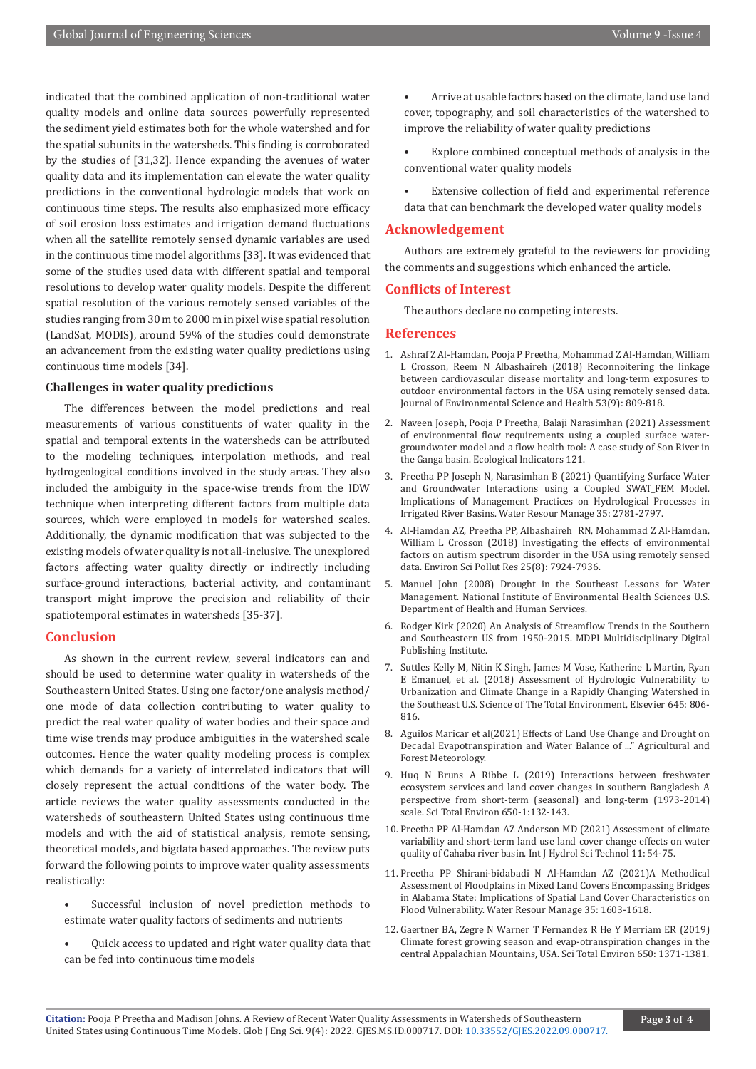indicated that the combined application of non-traditional water quality models and online data sources powerfully represented the sediment yield estimates both for the whole watershed and for the spatial subunits in the watersheds. This finding is corroborated by the studies of [31,32]. Hence expanding the avenues of water quality data and its implementation can elevate the water quality predictions in the conventional hydrologic models that work on continuous time steps. The results also emphasized more efficacy of soil erosion loss estimates and irrigation demand fluctuations when all the satellite remotely sensed dynamic variables are used in the continuous time model algorithms [33]. It was evidenced that some of the studies used data with different spatial and temporal resolutions to develop water quality models. Despite the different spatial resolution of the various remotely sensed variables of the studies ranging from 30 m to 2000 m in pixel wise spatial resolution (LandSat, MODIS), around 59% of the studies could demonstrate an advancement from the existing water quality predictions using continuous time models [34].

### Challenges in water quality predictions

The differences between the model predictions and real measurements of various constituents of water quality in the spatial and temporal extents in the watersheds can be attributed to the modeling techniques, interpolation methods, and real hydrogeological conditions involved in the study areas. They also included the ambiguity in the space-wise trends from the IDW technique when interpreting different factors from multiple data sources, which were employed in models for watershed scales. Additionally, the dynamic modification that was subjected to the existing models of water quality is not all-inclusive. The unexplored factors affecting water quality directly or indirectly including surface-ground interactions, bacterial activity, and contaminant transport might improve the precision and reliability of their spatiotemporal estimates in watersheds [35-37].

## Conclusion

As shown in the current review, several indicators can and should be used to determine water quality in watersheds of the Southeastern United States. Using one factor/one analysis method/ one mode of data collection contributing to water quality to predict the real water quality of water bodies and their space and time wise trends may produce ambiguities in the watershed scale outcomes. Hence the water quality modeling process is complex which demands for a variety of interrelated indicators that will closely represent the actual conditions of the water body. The article reviews the water quality assessments conducted in the watersheds of southeastern United States using continuous time models and with the aid of statistical analysis, remote sensing, theoretical models, and bigdata based approaches. The review puts forward the following points to improve water quality assessments realistically:

- Successful inclusion of novel prediction methods to estimate water quality factors of sediments and nutrients
- Quick access to updated and right water quality data that can be fed into continuous time models
- Arrive at usable factors based on the climate, land use land cover, topography, and soil characteristics of the watershed to improve the reliability of water quality predictions
- Explore combined conceptual methods of analysis in the conventional water quality models
- Extensive collection of field and experimental reference data that can benchmark the developed water quality models

## Acknowledgement

Authors are extremely grateful to the reviewers for providing the comments and suggestions which enhanced the article.

## Conflicts of Interest

The authors declare no competing interests.

## References

1. Ashraf Z Al-Hamdan, Pooja P Preetha, Mohammad Z Al-Hamdan, William L Crosson, Reem N Albashaireh (2018) Reconnoitering the linkage between cardiovascular disease mortality and long-term exposures to outdoor environmental factors in the USA using remotely sensed data. Journal of Environmental Science and Health 53(9): 809-818.
2. Naveen Joseph, Pooja P Preetha, Balaji Narasimhan (2021) Assessment of environmental flow requirements using a coupled surface water-groundwater model and a flow health tool: A case study of Son River in the Ganga basin. Ecological Indicators 121.
3. Preetha PP Joseph N, Narasimhan B (2021) Quantifying Surface Water and Groundwater Interactions using a Coupled SWAT_FEM Model. Implications of Management Practices on Hydrological Processes in Irrigated River Basins. Water Resour Manage 35: 2781-2797.
4. Al-Hamdan AZ, Preetha PP, Albashaireh RN, Mohammad Z Al-Hamdan, William L Crosson (2018) Investigating the effects of environmental factors on autism spectrum disorder in the USA using remotely sensed data. Environ Sci Pollut Res 25(8): 7924-7936.
5. Manuel John (2008) Drought in the Southeast Lessons for Water Management. National Institute of Environmental Health Sciences U.S. Department of Health and Human Services.
6. Rodger Kirk (2020) An Analysis of Streamflow Trends in the Southern and Southeastern US from 1950-2015. MDPI Multidisciplinary Digital Publishing Institute.
7. Suttles Kelly M, Nitin K Singh, James M Vose, Katherine L Martin, Ryan E Emanuel, et al. (2018) Assessment of Hydrologic Vulnerability to Urbanization and Climate Change in a Rapidly Changing Watershed in the Southeast U.S. Science of The Total Environment, Elsevier 645: 806-816.
8. Aguilos Maricar et al(2021) Effects of Land Use Change and Drought on Decadal Evapotranspiration and Water Balance of ..." Agricultural and Forest Meteorology.
9. Huq N Bruns A Ribbe L (2019) Interactions between freshwater ecosystem services and land cover changes in southern Bangladesh A perspective from short-term (seasonal) and long-term (1973-2014) scale. Sci Total Environ 650-1:132-143.
10. Preetha PP Al-Hamdan AZ Anderson MD (2021) Assessment of climate variability and short-term land use land cover change effects on water quality of Cahaba river basin. Int J Hydrol Sci Technol 11: 54-75.
11. Preetha PP Shirani-bidabadi N Al-Hamdan AZ (2021)A Methodical Assessment of Floodplains in Mixed Land Covers Encompassing Bridges in Alabama State: Implications of Spatial Land Cover Characteristics on Flood Vulnerability. Water Resour Manage 35: 1603-1618.
12. Gaertner BA, Zegre N Warner T Fernandez R He Y Merriam ER (2019) Climate forest growing season and evap-otranspiration changes in the central Appalachian Mountains, USA. Sci Total Environ 650: 1371-1381.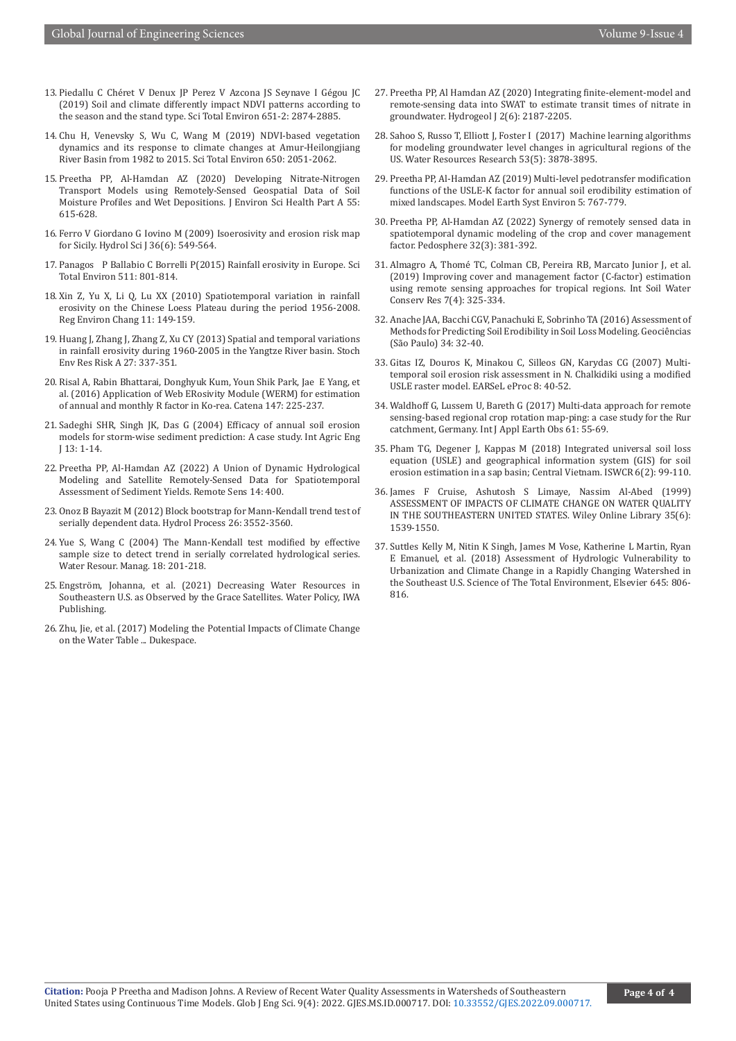13. Piedallu C Chéret V Denux JP Perez V Azcona JS Seynave I Gégou JC (2019) Soil and climate differently impact NDVI patterns according to the season and the stand type. Sci Total Environ 651-2: 2874-2885.
14. Chu H, Venevsky S, Wu C, Wang M (2019) NDVI-based vegetation dynamics and its response to climate changes at Amur-Heilongjiang River Basin from 1982 to 2015. Sci Total Environ 650: 2051-2062.
15. Preetha PP, Al-Hamdan AZ (2020) Developing Nitrate-Nitrogen Transport Models using Remotely-Sensed Geospatial Data of Soil Moisture Profiles and Wet Depositions. J Environ Sci Health Part A 55: 615-628.
16. Ferro V Giordano G Iovino M (2009) Isoerosivity and erosion risk map for Sicily. Hydrol Sci J 36(6): 549-564.
17. Panagos P Ballabio C Borrelli P(2015) Rainfall erosivity in Europe. Sci Total Environ 511: 801-814.
18. Xin Z, Yu X, Li Q, Lu XX (2010) Spatiotemporal variation in rainfall erosivity on the Chinese Loess Plateau during the period 1956-2008. Reg Environ Chang 11: 149-159.
19. Huang J, Zhang J, Zhang Z, Xu CY (2013) Spatial and temporal variations in rainfall erosivity during 1960-2005 in the Yangtze River basin. Stoch Env Res Risk A 27: 337-351.
20. Risal A, Rabin Bhattarai, Donghyuk Kum, Youn Shik Park, Jae E Yang, et al. (2016) Application of Web ERosivity Module (WERM) for estimation of annual and monthly R factor in Ko-rea. Catena 147: 225-237.
21. Sadeghi SHR, Singh JK, Das G (2004) Efficacy of annual soil erosion models for storm-wise sediment prediction: A case study. Int Agric Eng J 13: 1-14.
22. Preetha PP, Al-Hamdan AZ (2022) A Union of Dynamic Hydrological Modeling and Satellite Remotely-Sensed Data for Spatiotemporal Assessment of Sediment Yields. Remote Sens 14: 400.
23. Onoz B Bayazit M (2012) Block bootstrap for Mann-Kendall trend test of serially dependent data. Hydrol Process 26: 3552-3560.
24. Yue S, Wang C (2004) The Mann-Kendall test modified by effective sample size to detect trend in serially correlated hydrological series. Water Resour. Manag. 18: 201-218.
25. Engström, Johanna, et al. (2021) Decreasing Water Resources in Southeastern U.S. as Observed by the Grace Satellites. Water Policy, IWA Publishing.
26. Zhu, Jie, et al. (2017) Modeling the Potential Impacts of Climate Change on the Water Table ... Dukespace.
27. Preetha PP, Al Hamdan AZ (2020) Integrating finite-element-model and remote-sensing data into SWAT to estimate transit times of nitrate in groundwater. Hydrogeol J 2(6): 2187-2205.
28. Sahoo S, Russo T, Elliott J, Foster I (2017) Machine learning algorithms for modeling groundwater level changes in agricultural regions of the US. Water Resources Research 53(5): 3878-3895.
29. Preetha PP, Al-Hamdan AZ (2019) Multi-level pedotransfer modification functions of the USLE-K factor for annual soil erodibility estimation of mixed landscapes. Model Earth Syst Environ 5: 767-779.
30. Preetha PP, Al-Hamdan AZ (2022) Synergy of remotely sensed data in spatiotemporal dynamic modeling of the crop and cover management factor. Pedosphere 32(3): 381-392.
31. Almagro A, Thomé TC, Colman CB, Pereira RB, Marcato Junior J, et al. (2019) Improving cover and management factor (C-factor) estimation using remote sensing approaches for tropical regions. Int Soil Water Conserv Res 7(4): 325-334.
32. Anache JAA, Bacchi CGV, Panachuki E, Sobrinho TA (2016) Assessment of Methods for Predicting Soil Erodibility in Soil Loss Modeling. Geociências (São Paulo) 34: 32-40.
33. Gitas IZ, Douros K, Minakou C, Silleos GN, Karydas CG (2007) Multi-temporal soil erosion risk assessment in N. Chalkidiki using a modified USLE raster model. EARSeL eProc 8: 40-52.
34. Waldhoff G, Lussem U, Bareth G (2017) Multi-data approach for remote sensing-based regional crop rotation map-ping: a case study for the Rur catchment, Germany. Int J Appl Earth Obs 61: 55-69.
35. Pham TG, Degener J, Kappas M (2018) Integrated universal soil loss equation (USLE) and geographical information system (GIS) for soil erosion estimation in a sap basin; Central Vietnam. ISWCR 6(2): 99-110.
36. James F Cruise, Ashutosh S Limaye, Nassim Al-Abed (1999) ASSESSMENT OF IMPACTS OF CLIMATE CHANGE ON WATER QUALITY IN THE SOUTHEASTERN UNITED STATES. Wiley Online Library 35(6): 1539-1550.
37. Suttles Kelly M, Nitin K Singh, James M Vose, Katherine L Martin, Ryan E Emanuel, et al. (2018) Assessment of Hydrologic Vulnerability to Urbanization and Climate Change in a Rapidly Changing Watershed in the Southeast U.S. Science of The Total Environment, Elsevier 645: 806-816.